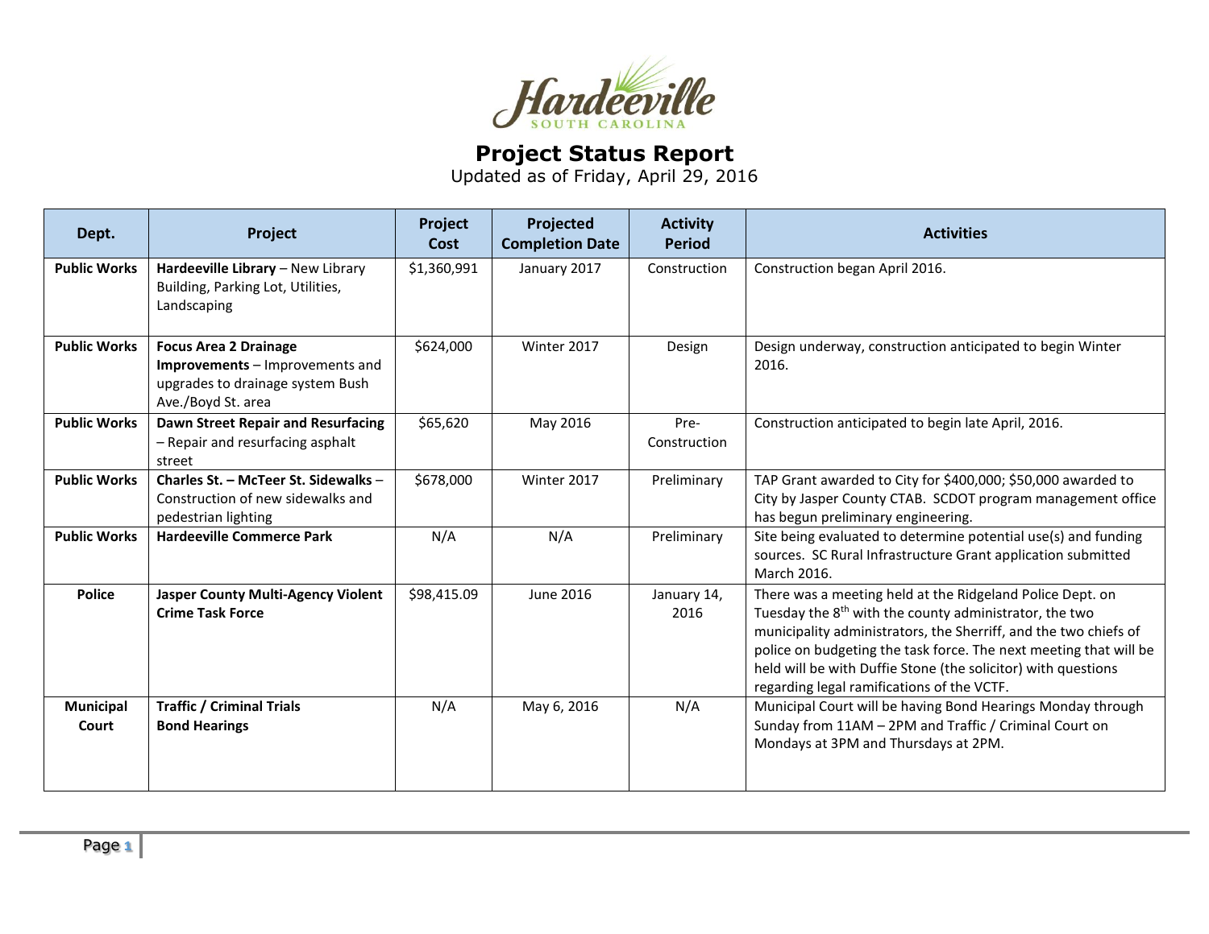# Project Status Report

Updated as of Friday, April 29, 2016

| Dept. | Project | Project Cost | Projected Completion Date | Activity Period | Activities |
|---|---|---|---|---|---|
| **Public Works** | **Hardeeville Library** – New Library Building, Parking Lot, Utilities, Landscaping | $1,360,991 | January 2017 | Construction | Construction began April 2016. |
| **Public Works** | **Focus Area 2 Drainage Improvements** – Improvements and upgrades to drainage system Bush Ave./Boyd St. area | $624,000 | Winter 2017 | Design | Design underway, construction anticipated to begin Winter 2016. |
| **Public Works** | **Dawn Street Repair and Resurfacing** – Repair and resurfacing asphalt street | $65,620 | May 2016 | Pre-Construction | Construction anticipated to begin late April, 2016. |
| **Public Works** | **Charles St. – McTeer St. Sidewalks** – Construction of new sidewalks and pedestrian lighting | $678,000 | Winter 2017 | Preliminary | TAP Grant awarded to City for $400,000; $50,000 awarded to City by Jasper County CTAB. SCDOT program management office has begun preliminary engineering. |
| **Public Works** | **Hardeeville Commerce Park** | N/A | N/A | Preliminary | Site being evaluated to determine potential use(s) and funding sources. SC Rural Infrastructure Grant application submitted March 2016. |
| **Police** | **Jasper County Multi-Agency Violent Crime Task Force** | $98,415.09 | June 2016 | January 14, 2016 | There was a meeting held at the Ridgeland Police Dept. on Tuesday the 8th with the county administrator, the two municipality administrators, the Sherriff, and the two chiefs of police on budgeting the task force. The next meeting that will be held will be with Duffie Stone (the solicitor) with questions regarding legal ramifications of the VCTF. |
| **Municipal Court** | **Traffic / Criminal Trials Bond Hearings** | N/A | May 6, 2016 | N/A | Municipal Court will be having Bond Hearings Monday through Sunday from 11AM – 2PM and Traffic / Criminal Court on Mondays at 3PM and Thursdays at 2PM. |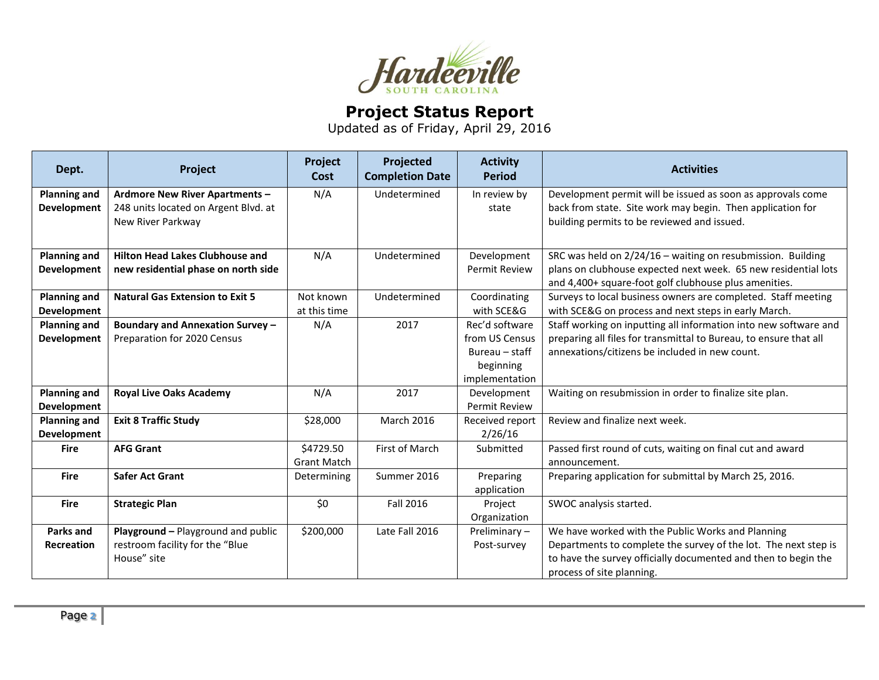Hardeeville
SOUTH CAROLINA

# Project Status Report

Updated as of Friday, April 29, 2016

| Dept. | Project | Project Cost | Projected Completion Date | Activity Period | Activities |
|---|---|---|---|---|---|
| **Planning and Development** | **Ardmore New River Apartments –** 248 units located on Argent Blvd. at New River Parkway | N/A | Undetermined | In review by state | Development permit will be issued as soon as approvals come back from state. Site work may begin. Then application for building permits to be reviewed and issued. |
| **Planning and Development** | **Hilton Head Lakes Clubhouse and new residential phase on north side** | N/A | Undetermined | Development Permit Review | SRC was held on 2/24/16 – waiting on resubmission. Building plans on clubhouse expected next week. 65 new residential lots and 4,400+ square-foot golf clubhouse plus amenities. |
| **Planning and Development** | **Natural Gas Extension to Exit 5** | Not known at this time | Undetermined | Coordinating with SCE&G | Surveys to local business owners are completed. Staff meeting with SCE&G on process and next steps in early March. |
| **Planning and Development** | **Boundary and Annexation Survey –** Preparation for 2020 Census | N/A | 2017 | Rec'd software from US Census Bureau – staff beginning implementation | Staff working on inputting all information into new software and preparing all files for transmittal to Bureau, to ensure that all annexations/citizens be included in new count. |
| **Planning and Development** | **Royal Live Oaks Academy** | N/A | 2017 | Development Permit Review | Waiting on resubmission in order to finalize site plan. |
| **Planning and Development** | **Exit 8 Traffic Study** | $28,000 | March 2016 | Received report 2/26/16 | Review and finalize next week. |
| **Fire** | **AFG Grant** | $4729.50 Grant Match | First of March | Submitted | Passed first round of cuts, waiting on final cut and award announcement. |
| **Fire** | **Safer Act Grant** | Determining | Summer 2016 | Preparing application | Preparing application for submittal by March 25, 2016. |
| **Fire** | **Strategic Plan** | $0 | Fall 2016 | Project Organization | SWOC analysis started. |
| **Parks and Recreation** | **Playground –** Playground and public restroom facility for the "Blue House" site | $200,000 | Late Fall 2016 | Preliminary – Post-survey | We have worked with the Public Works and Planning Departments to complete the survey of the lot. The next step is to have the survey officially documented and then to begin the process of site planning. |